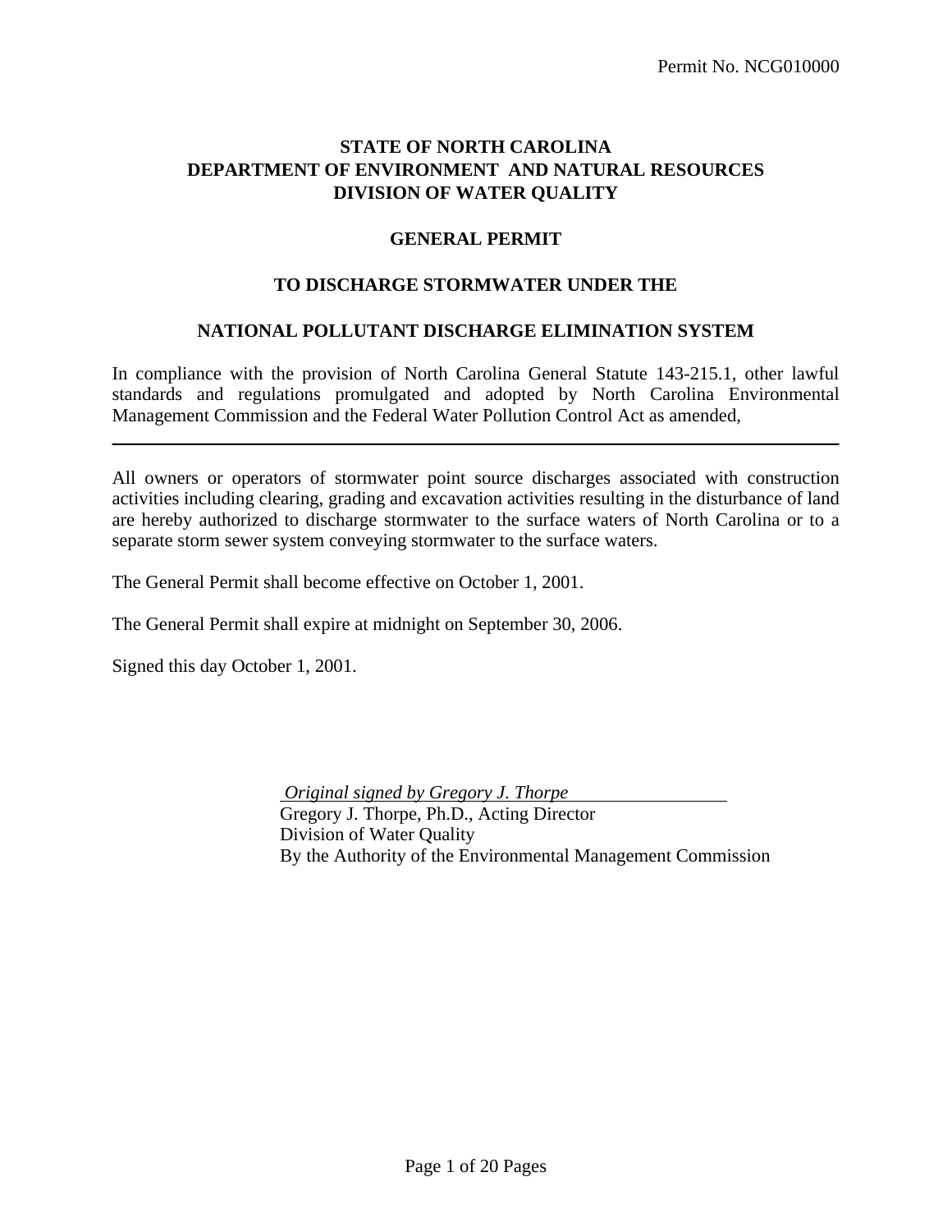Permit No. NCG010000

**STATE OF NORTH CAROLINA**
**DEPARTMENT OF ENVIRONMENT AND NATURAL RESOURCES**
**DIVISION OF WATER QUALITY**

# GENERAL PERMIT

## TO DISCHARGE STORMWATER UNDER THE

## NATIONAL POLLUTANT DISCHARGE ELIMINATION SYSTEM

In compliance with the provision of North Carolina General Statute 143-215.1, other lawful standards and regulations promulgated and adopted by North Carolina Environmental Management Commission and the Federal Water Pollution Control Act as amended,

---

All owners or operators of stormwater point source discharges associated with construction activities including clearing, grading and excavation activities resulting in the disturbance of land are hereby authorized to discharge stormwater to the surface waters of North Carolina or to a separate storm sewer system conveying stormwater to the surface waters.

The General Permit shall become effective on October 1, 2001.

The General Permit shall expire at midnight on September 30, 2006.

Signed this day October 1, 2001.

*Original signed by Gregory J. Thorpe*
Gregory J. Thorpe, Ph.D., Acting Director
Division of Water Quality
By the Authority of the Environmental Management Commission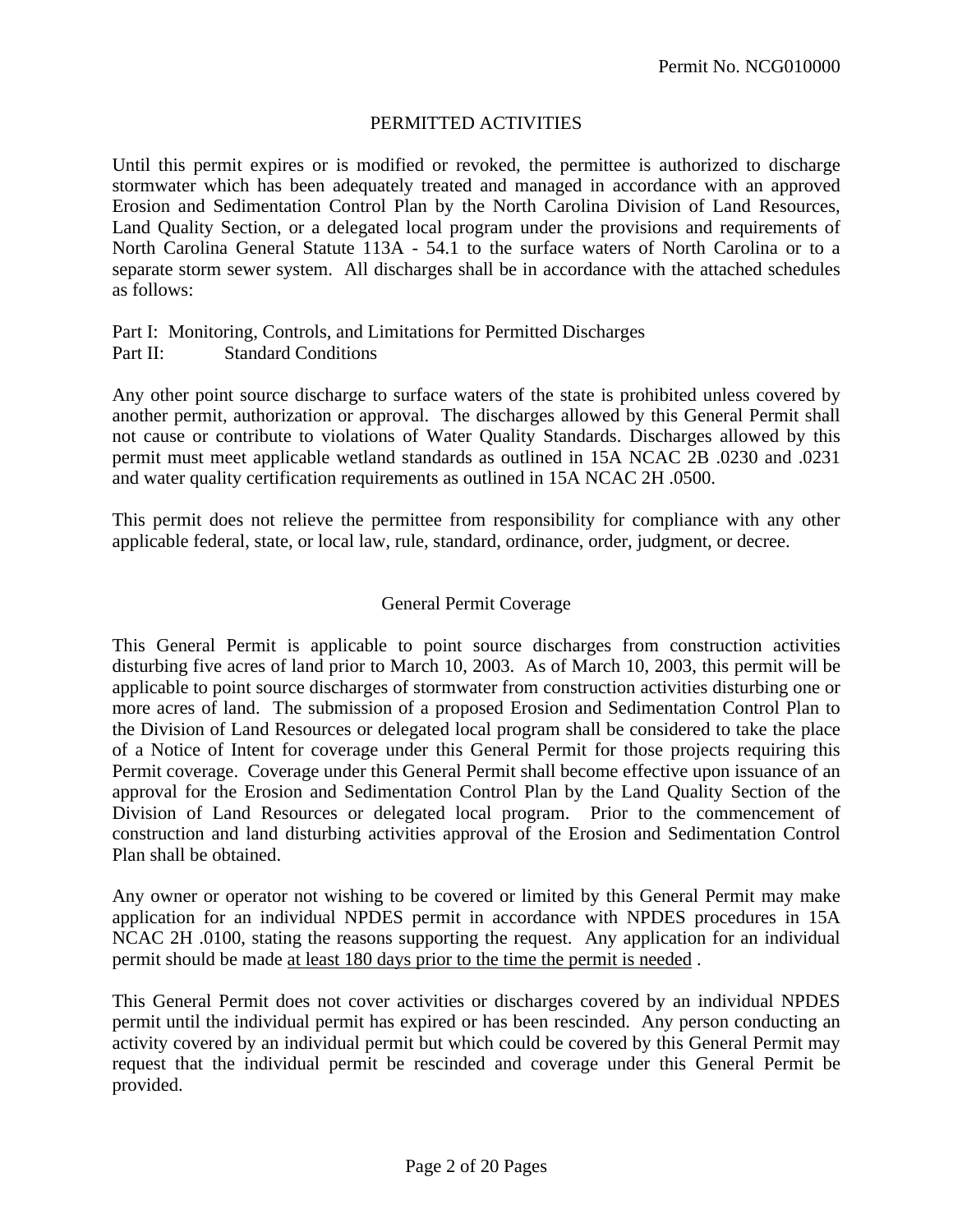## PERMITTED ACTIVITIES

Until this permit expires or is modified or revoked, the permittee is authorized to discharge stormwater which has been adequately treated and managed in accordance with an approved Erosion and Sedimentation Control Plan by the North Carolina Division of Land Resources, Land Quality Section, or a delegated local program under the provisions and requirements of North Carolina General Statute 113A - 54.1 to the surface waters of North Carolina or to a separate storm sewer system. All discharges shall be in accordance with the attached schedules as follows:

Part I: Monitoring, Controls, and Limitations for Permitted Discharges
Part II: Standard Conditions

Any other point source discharge to surface waters of the state is prohibited unless covered by another permit, authorization or approval. The discharges allowed by this General Permit shall not cause or contribute to violations of Water Quality Standards. Discharges allowed by this permit must meet applicable wetland standards as outlined in 15A NCAC 2B .0230 and .0231 and water quality certification requirements as outlined in 15A NCAC 2H .0500.

This permit does not relieve the permittee from responsibility for compliance with any other applicable federal, state, or local law, rule, standard, ordinance, order, judgment, or decree.

## General Permit Coverage

This General Permit is applicable to point source discharges from construction activities disturbing five acres of land prior to March 10, 2003. As of March 10, 2003, this permit will be applicable to point source discharges of stormwater from construction activities disturbing one or more acres of land. The submission of a proposed Erosion and Sedimentation Control Plan to the Division of Land Resources or delegated local program shall be considered to take the place of a Notice of Intent for coverage under this General Permit for those projects requiring this Permit coverage. Coverage under this General Permit shall become effective upon issuance of an approval for the Erosion and Sedimentation Control Plan by the Land Quality Section of the Division of Land Resources or delegated local program. Prior to the commencement of construction and land disturbing activities approval of the Erosion and Sedimentation Control Plan shall be obtained.

Any owner or operator not wishing to be covered or limited by this General Permit may make application for an individual NPDES permit in accordance with NPDES procedures in 15A NCAC 2H .0100, stating the reasons supporting the request. Any application for an individual permit should be made <u>at least 180 days prior to the time the permit is needed</u> .

This General Permit does not cover activities or discharges covered by an individual NPDES permit until the individual permit has expired or has been rescinded. Any person conducting an activity covered by an individual permit but which could be covered by this General Permit may request that the individual permit be rescinded and coverage under this General Permit be provided.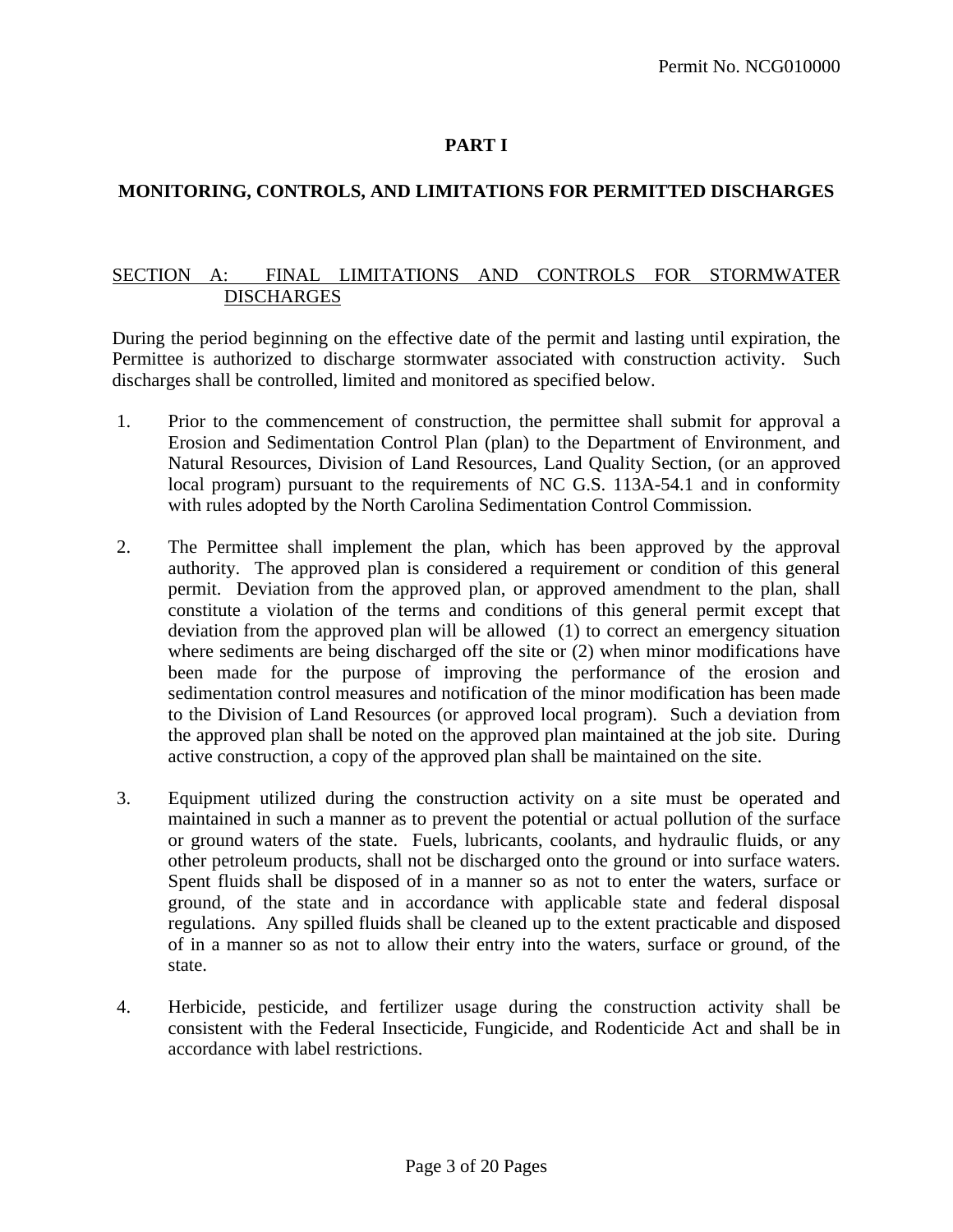# PART I

## MONITORING, CONTROLS, AND LIMITATIONS FOR PERMITTED DISCHARGES

### SECTION A: FINAL LIMITATIONS AND CONTROLS FOR STORMWATER DISCHARGES

During the period beginning on the effective date of the permit and lasting until expiration, the Permittee is authorized to discharge stormwater associated with construction activity. Such discharges shall be controlled, limited and monitored as specified below.

1. Prior to the commencement of construction, the permittee shall submit for approval a Erosion and Sedimentation Control Plan (plan) to the Department of Environment, and Natural Resources, Division of Land Resources, Land Quality Section, (or an approved local program) pursuant to the requirements of NC G.S. 113A-54.1 and in conformity with rules adopted by the North Carolina Sedimentation Control Commission.

2. The Permittee shall implement the plan, which has been approved by the approval authority. The approved plan is considered a requirement or condition of this general permit. Deviation from the approved plan, or approved amendment to the plan, shall constitute a violation of the terms and conditions of this general permit except that deviation from the approved plan will be allowed (1) to correct an emergency situation where sediments are being discharged off the site or (2) when minor modifications have been made for the purpose of improving the performance of the erosion and sedimentation control measures and notification of the minor modification has been made to the Division of Land Resources (or approved local program). Such a deviation from the approved plan shall be noted on the approved plan maintained at the job site. During active construction, a copy of the approved plan shall be maintained on the site.

3. Equipment utilized during the construction activity on a site must be operated and maintained in such a manner as to prevent the potential or actual pollution of the surface or ground waters of the state. Fuels, lubricants, coolants, and hydraulic fluids, or any other petroleum products, shall not be discharged onto the ground or into surface waters. Spent fluids shall be disposed of in a manner so as not to enter the waters, surface or ground, of the state and in accordance with applicable state and federal disposal regulations. Any spilled fluids shall be cleaned up to the extent practicable and disposed of in a manner so as not to allow their entry into the waters, surface or ground, of the state.

4. Herbicide, pesticide, and fertilizer usage during the construction activity shall be consistent with the Federal Insecticide, Fungicide, and Rodenticide Act and shall be in accordance with label restrictions.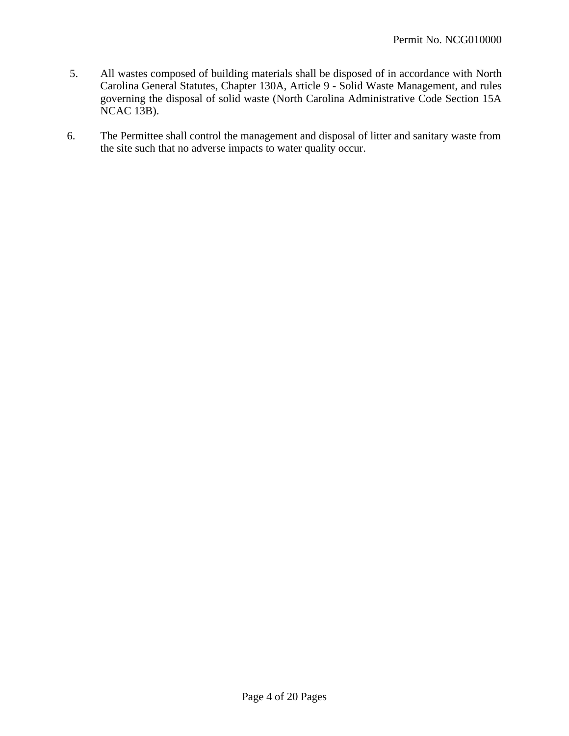5. All wastes composed of building materials shall be disposed of in accordance with North Carolina General Statutes, Chapter 130A, Article 9 - Solid Waste Management, and rules governing the disposal of solid waste (North Carolina Administrative Code Section 15A NCAC 13B).

6. The Permittee shall control the management and disposal of litter and sanitary waste from the site such that no adverse impacts to water quality occur.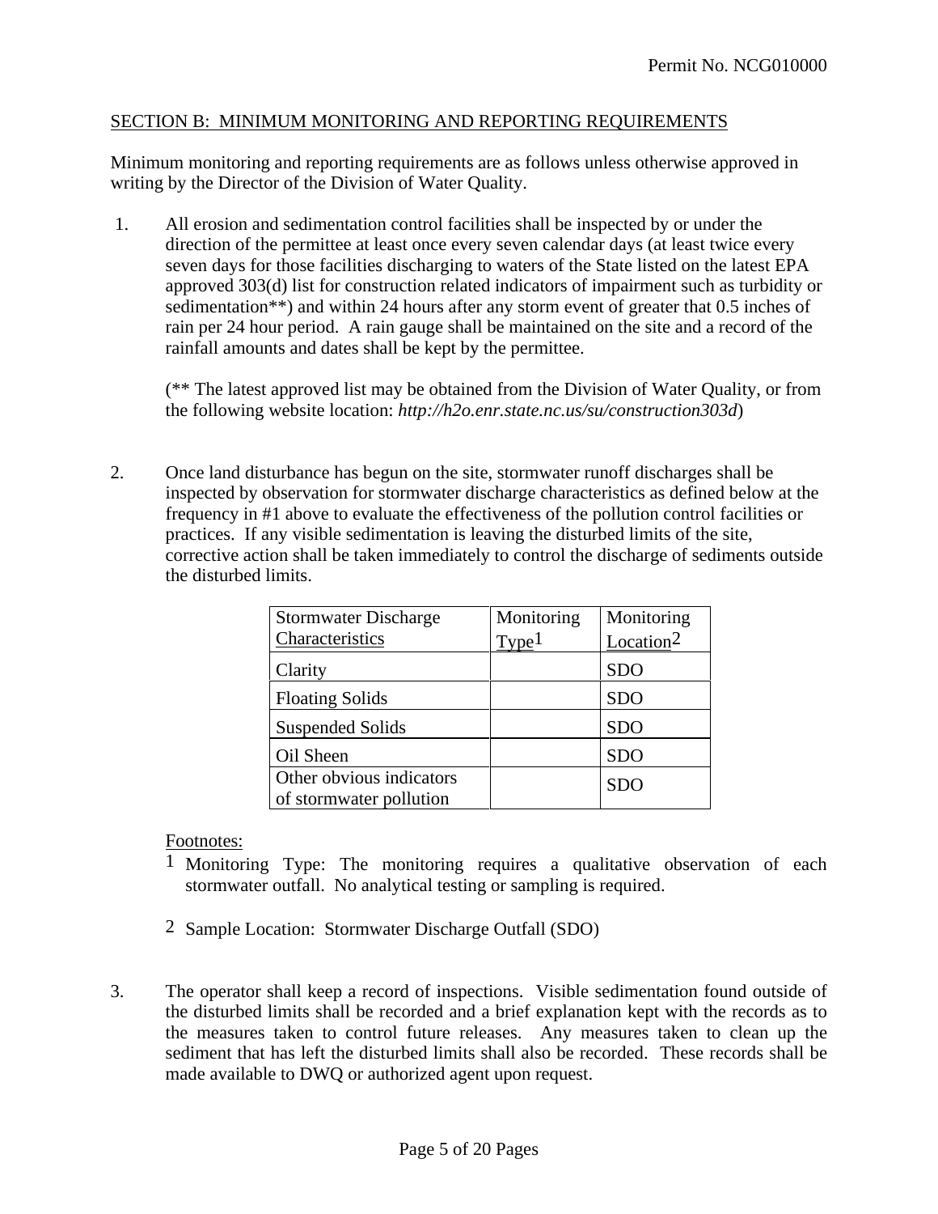## SECTION B: MINIMUM MONITORING AND REPORTING REQUIREMENTS

Minimum monitoring and reporting requirements are as follows unless otherwise approved in writing by the Director of the Division of Water Quality.

1. All erosion and sedimentation control facilities shall be inspected by or under the direction of the permittee at least once every seven calendar days (at least twice every seven days for those facilities discharging to waters of the State listed on the latest EPA approved 303(d) list for construction related indicators of impairment such as turbidity or sedimentation**) and within 24 hours after any storm event of greater that 0.5 inches of rain per 24 hour period. A rain gauge shall be maintained on the site and a record of the rainfall amounts and dates shall be kept by the permittee.

   (** The latest approved list may be obtained from the Division of Water Quality, or from the following website location: *http://h2o.enr.state.nc.us/su/construction303d*)

2. Once land disturbance has begun on the site, stormwater runoff discharges shall be inspected by observation for stormwater discharge characteristics as defined below at the frequency in #1 above to evaluate the effectiveness of the pollution control facilities or practices. If any visible sedimentation is leaving the disturbed limits of the site, corrective action shall be taken immediately to control the discharge of sediments outside the disturbed limits.

| Stormwater Discharge Characteristics | Monitoring Type[1] | Monitoring Location[2] |
|---|---|---|
| Clarity | | SDO |
| Floating Solids | | SDO |
| Suspended Solids | | SDO |
| Oil Sheen | | SDO |
| Other obvious indicators of stormwater pollution | | SDO |

Footnotes:

[1] Monitoring Type: The monitoring requires a qualitative observation of each stormwater outfall. No analytical testing or sampling is required.

[2] Sample Location: Stormwater Discharge Outfall (SDO)

3. The operator shall keep a record of inspections. Visible sedimentation found outside of the disturbed limits shall be recorded and a brief explanation kept with the records as to the measures taken to control future releases. Any measures taken to clean up the sediment that has left the disturbed limits shall also be recorded. These records shall be made available to DWQ or authorized agent upon request.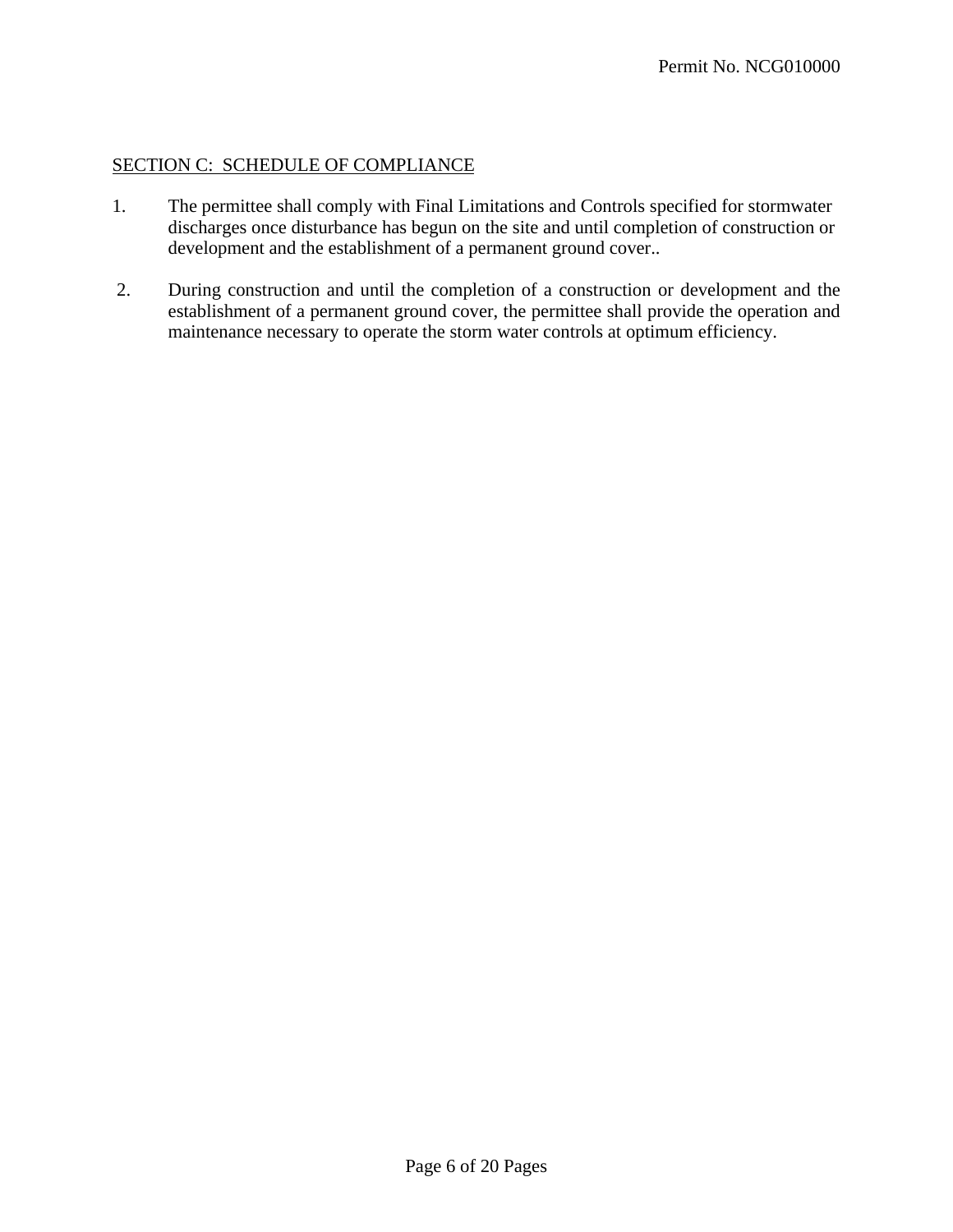## SECTION C: SCHEDULE OF COMPLIANCE

1. The permittee shall comply with Final Limitations and Controls specified for stormwater discharges once disturbance has begun on the site and until completion of construction or development and the establishment of a permanent ground cover..

2. During construction and until the completion of a construction or development and the establishment of a permanent ground cover, the permittee shall provide the operation and maintenance necessary to operate the storm water controls at optimum efficiency.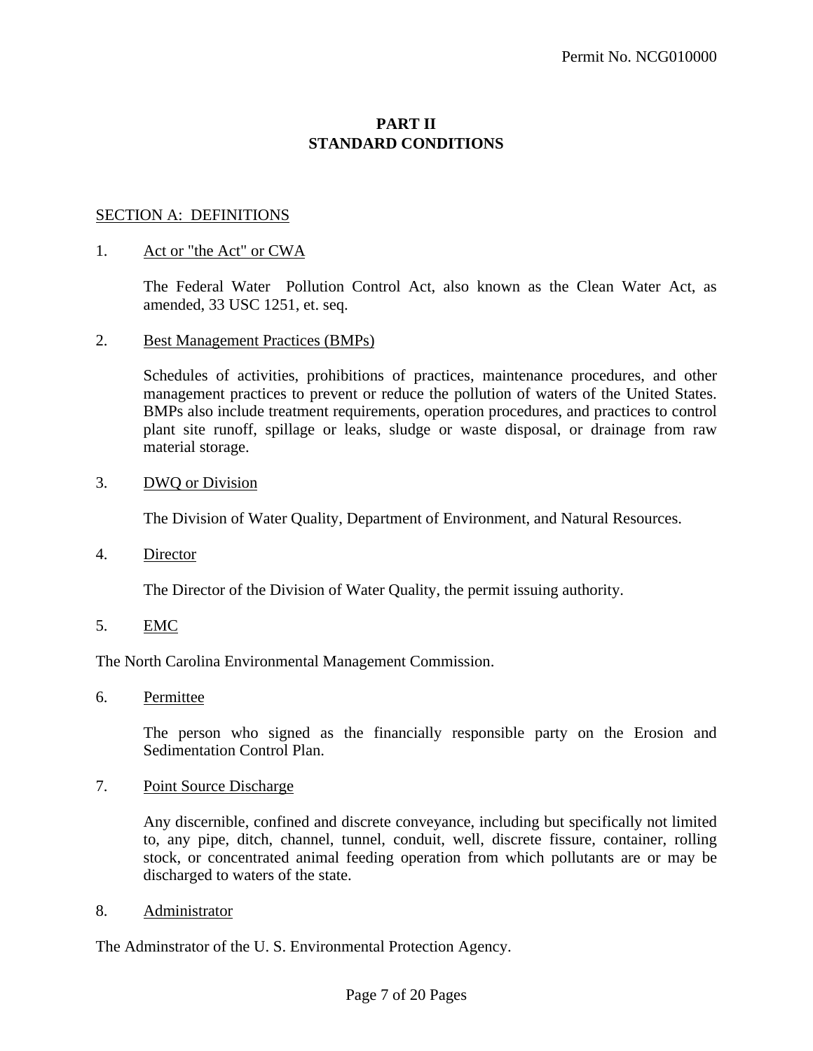# PART II
# STANDARD CONDITIONS

## SECTION A: DEFINITIONS

1. Act or "the Act" or CWA

   The Federal Water Pollution Control Act, also known as the Clean Water Act, as amended, 33 USC 1251, et. seq.

2. Best Management Practices (BMPs)

   Schedules of activities, prohibitions of practices, maintenance procedures, and other management practices to prevent or reduce the pollution of waters of the United States. BMPs also include treatment requirements, operation procedures, and practices to control plant site runoff, spillage or leaks, sludge or waste disposal, or drainage from raw material storage.

3. DWQ or Division

   The Division of Water Quality, Department of Environment, and Natural Resources.

4. Director

   The Director of the Division of Water Quality, the permit issuing authority.

5. EMC

The North Carolina Environmental Management Commission.

6. Permittee

   The person who signed as the financially responsible party on the Erosion and Sedimentation Control Plan.

7. Point Source Discharge

   Any discernible, confined and discrete conveyance, including but specifically not limited to, any pipe, ditch, channel, tunnel, conduit, well, discrete fissure, container, rolling stock, or concentrated animal feeding operation from which pollutants are or may be discharged to waters of the state.

8. Administrator

The Adminstrator of the U. S. Environmental Protection Agency.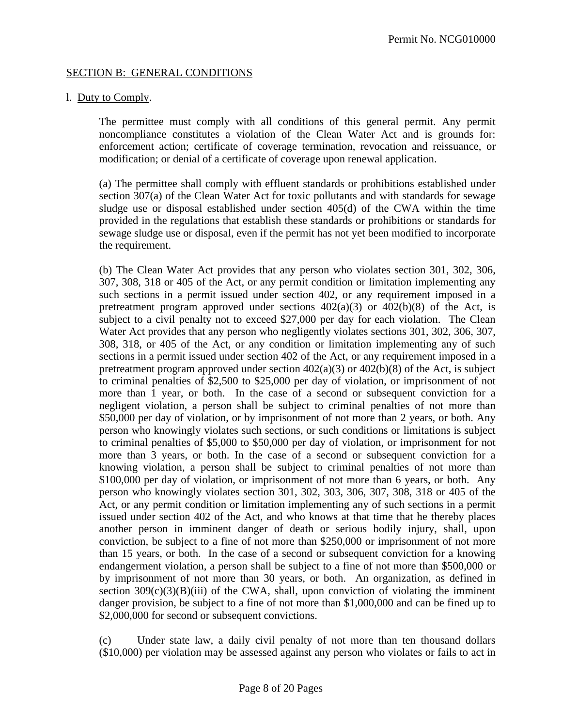## SECTION B: GENERAL CONDITIONS

1. Duty to Comply.

The permittee must comply with all conditions of this general permit. Any permit noncompliance constitutes a violation of the Clean Water Act and is grounds for: enforcement action; certificate of coverage termination, revocation and reissuance, or modification; or denial of a certificate of coverage upon renewal application.

(a) The permittee shall comply with effluent standards or prohibitions established under section 307(a) of the Clean Water Act for toxic pollutants and with standards for sewage sludge use or disposal established under section 405(d) of the CWA within the time provided in the regulations that establish these standards or prohibitions or standards for sewage sludge use or disposal, even if the permit has not yet been modified to incorporate the requirement.

(b) The Clean Water Act provides that any person who violates section 301, 302, 306, 307, 308, 318 or 405 of the Act, or any permit condition or limitation implementing any such sections in a permit issued under section 402, or any requirement imposed in a pretreatment program approved under sections 402(a)(3) or 402(b)(8) of the Act, is subject to a civil penalty not to exceed $27,000 per day for each violation. The Clean Water Act provides that any person who negligently violates sections 301, 302, 306, 307, 308, 318, or 405 of the Act, or any condition or limitation implementing any of such sections in a permit issued under section 402 of the Act, or any requirement imposed in a pretreatment program approved under section 402(a)(3) or 402(b)(8) of the Act, is subject to criminal penalties of $2,500 to $25,000 per day of violation, or imprisonment of not more than 1 year, or both. In the case of a second or subsequent conviction for a negligent violation, a person shall be subject to criminal penalties of not more than $50,000 per day of violation, or by imprisonment of not more than 2 years, or both. Any person who knowingly violates such sections, or such conditions or limitations is subject to criminal penalties of $5,000 to $50,000 per day of violation, or imprisonment for not more than 3 years, or both. In the case of a second or subsequent conviction for a knowing violation, a person shall be subject to criminal penalties of not more than $100,000 per day of violation, or imprisonment of not more than 6 years, or both. Any person who knowingly violates section 301, 302, 303, 306, 307, 308, 318 or 405 of the Act, or any permit condition or limitation implementing any of such sections in a permit issued under section 402 of the Act, and who knows at that time that he thereby places another person in imminent danger of death or serious bodily injury, shall, upon conviction, be subject to a fine of not more than $250,000 or imprisonment of not more than 15 years, or both. In the case of a second or subsequent conviction for a knowing endangerment violation, a person shall be subject to a fine of not more than $500,000 or by imprisonment of not more than 30 years, or both. An organization, as defined in section 309(c)(3)(B)(iii) of the CWA, shall, upon conviction of violating the imminent danger provision, be subject to a fine of not more than $1,000,000 and can be fined up to $2,000,000 for second or subsequent convictions.

(c) Under state law, a daily civil penalty of not more than ten thousand dollars ($10,000) per violation may be assessed against any person who violates or fails to act in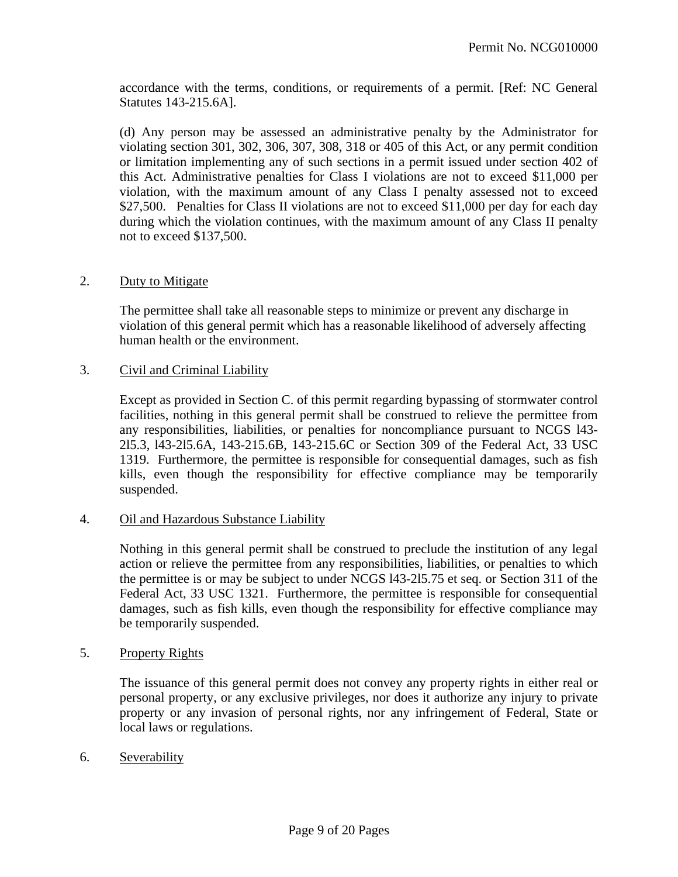accordance with the terms, conditions, or requirements of a permit. [Ref: NC General Statutes 143-215.6A].

(d) Any person may be assessed an administrative penalty by the Administrator for violating section 301, 302, 306, 307, 308, 318 or 405 of this Act, or any permit condition or limitation implementing any of such sections in a permit issued under section 402 of this Act. Administrative penalties for Class I violations are not to exceed $11,000 per violation, with the maximum amount of any Class I penalty assessed not to exceed $27,500. Penalties for Class II violations are not to exceed $11,000 per day for each day during which the violation continues, with the maximum amount of any Class II penalty not to exceed $137,500.

2. Duty to Mitigate

The permittee shall take all reasonable steps to minimize or prevent any discharge in violation of this general permit which has a reasonable likelihood of adversely affecting human health or the environment.

3. Civil and Criminal Liability

Except as provided in Section C. of this permit regarding bypassing of stormwater control facilities, nothing in this general permit shall be construed to relieve the permittee from any responsibilities, liabilities, or penalties for noncompliance pursuant to NCGS l43-2l5.3, l43-2l5.6A, 143-215.6B, 143-215.6C or Section 309 of the Federal Act, 33 USC 1319. Furthermore, the permittee is responsible for consequential damages, such as fish kills, even though the responsibility for effective compliance may be temporarily suspended.

4. Oil and Hazardous Substance Liability

Nothing in this general permit shall be construed to preclude the institution of any legal action or relieve the permittee from any responsibilities, liabilities, or penalties to which the permittee is or may be subject to under NCGS l43-2l5.75 et seq. or Section 311 of the Federal Act, 33 USC 1321. Furthermore, the permittee is responsible for consequential damages, such as fish kills, even though the responsibility for effective compliance may be temporarily suspended.

5. Property Rights

The issuance of this general permit does not convey any property rights in either real or personal property, or any exclusive privileges, nor does it authorize any injury to private property or any invasion of personal rights, nor any infringement of Federal, State or local laws or regulations.

6. Severability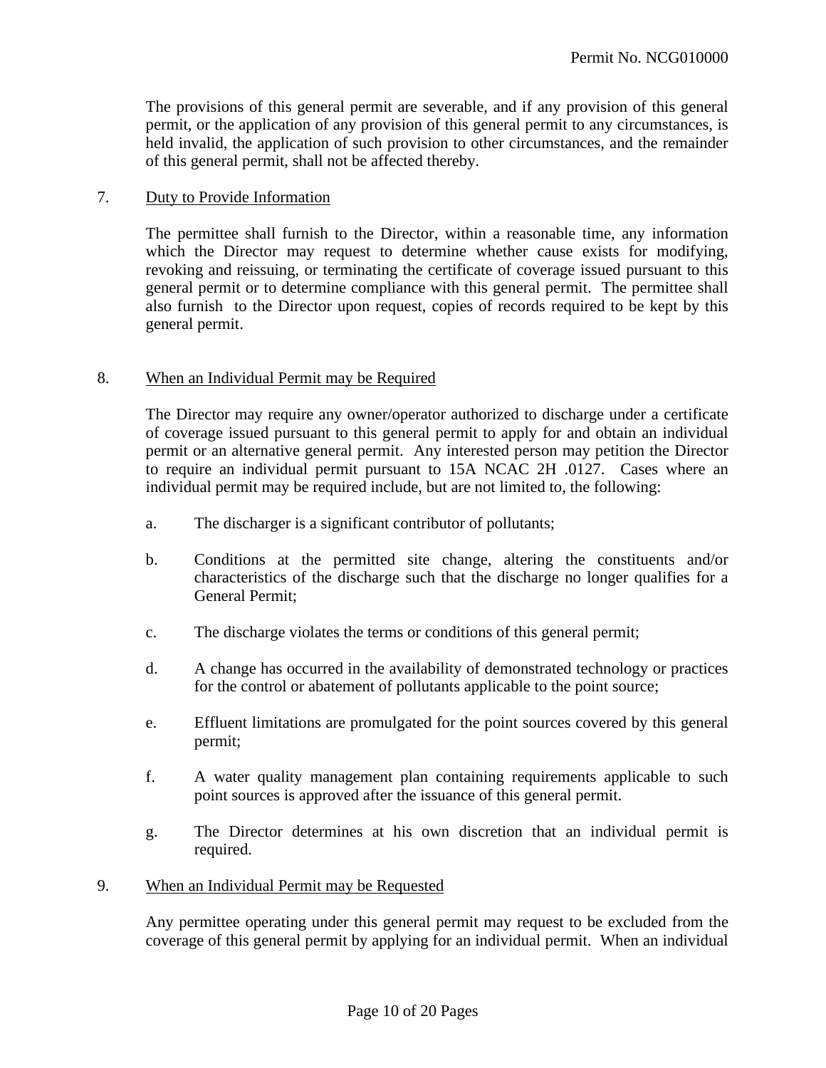The provisions of this general permit are severable, and if any provision of this general permit, or the application of any provision of this general permit to any circumstances, is held invalid, the application of such provision to other circumstances, and the remainder of this general permit, shall not be affected thereby.

7. <u>Duty to Provide Information</u>

The permittee shall furnish to the Director, within a reasonable time, any information which the Director may request to determine whether cause exists for modifying, revoking and reissuing, or terminating the certificate of coverage issued pursuant to this general permit or to determine compliance with this general permit. The permittee shall also furnish to the Director upon request, copies of records required to be kept by this general permit.

8. <u>When an Individual Permit may be Required</u>

The Director may require any owner/operator authorized to discharge under a certificate of coverage issued pursuant to this general permit to apply for and obtain an individual permit or an alternative general permit. Any interested person may petition the Director to require an individual permit pursuant to 15A NCAC 2H .0127. Cases where an individual permit may be required include, but are not limited to, the following:

a. The discharger is a significant contributor of pollutants;

b. Conditions at the permitted site change, altering the constituents and/or characteristics of the discharge such that the discharge no longer qualifies for a General Permit;

c. The discharge violates the terms or conditions of this general permit;

d. A change has occurred in the availability of demonstrated technology or practices for the control or abatement of pollutants applicable to the point source;

e. Effluent limitations are promulgated for the point sources covered by this general permit;

f. A water quality management plan containing requirements applicable to such point sources is approved after the issuance of this general permit.

g. The Director determines at his own discretion that an individual permit is required.

9. <u>When an Individual Permit may be Requested</u>

Any permittee operating under this general permit may request to be excluded from the coverage of this general permit by applying for an individual permit. When an individual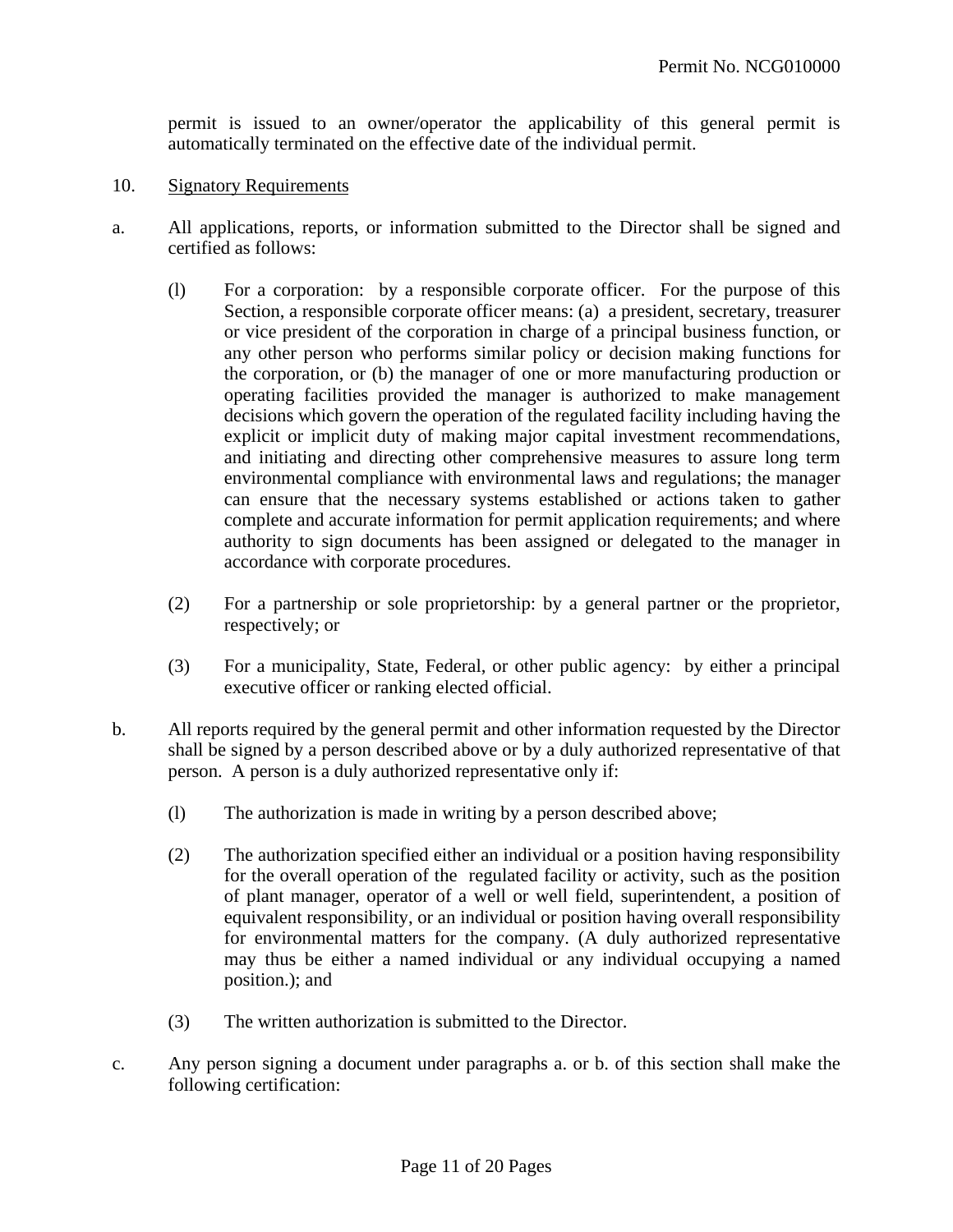permit is issued to an owner/operator the applicability of this general permit is automatically terminated on the effective date of the individual permit.

10. Signatory Requirements

a. All applications, reports, or information submitted to the Director shall be signed and certified as follows:

   (l) For a corporation: by a responsible corporate officer. For the purpose of this Section, a responsible corporate officer means: (a) a president, secretary, treasurer or vice president of the corporation in charge of a principal business function, or any other person who performs similar policy or decision making functions for the corporation, or (b) the manager of one or more manufacturing production or operating facilities provided the manager is authorized to make management decisions which govern the operation of the regulated facility including having the explicit or implicit duty of making major capital investment recommendations, and initiating and directing other comprehensive measures to assure long term environmental compliance with environmental laws and regulations; the manager can ensure that the necessary systems established or actions taken to gather complete and accurate information for permit application requirements; and where authority to sign documents has been assigned or delegated to the manager in accordance with corporate procedures.

   (2) For a partnership or sole proprietorship: by a general partner or the proprietor, respectively; or

   (3) For a municipality, State, Federal, or other public agency: by either a principal executive officer or ranking elected official.

b. All reports required by the general permit and other information requested by the Director shall be signed by a person described above or by a duly authorized representative of that person. A person is a duly authorized representative only if:

   (l) The authorization is made in writing by a person described above;

   (2) The authorization specified either an individual or a position having responsibility for the overall operation of the regulated facility or activity, such as the position of plant manager, operator of a well or well field, superintendent, a position of equivalent responsibility, or an individual or position having overall responsibility for environmental matters for the company. (A duly authorized representative may thus be either a named individual or any individual occupying a named position.); and

   (3) The written authorization is submitted to the Director.

c. Any person signing a document under paragraphs a. or b. of this section shall make the following certification: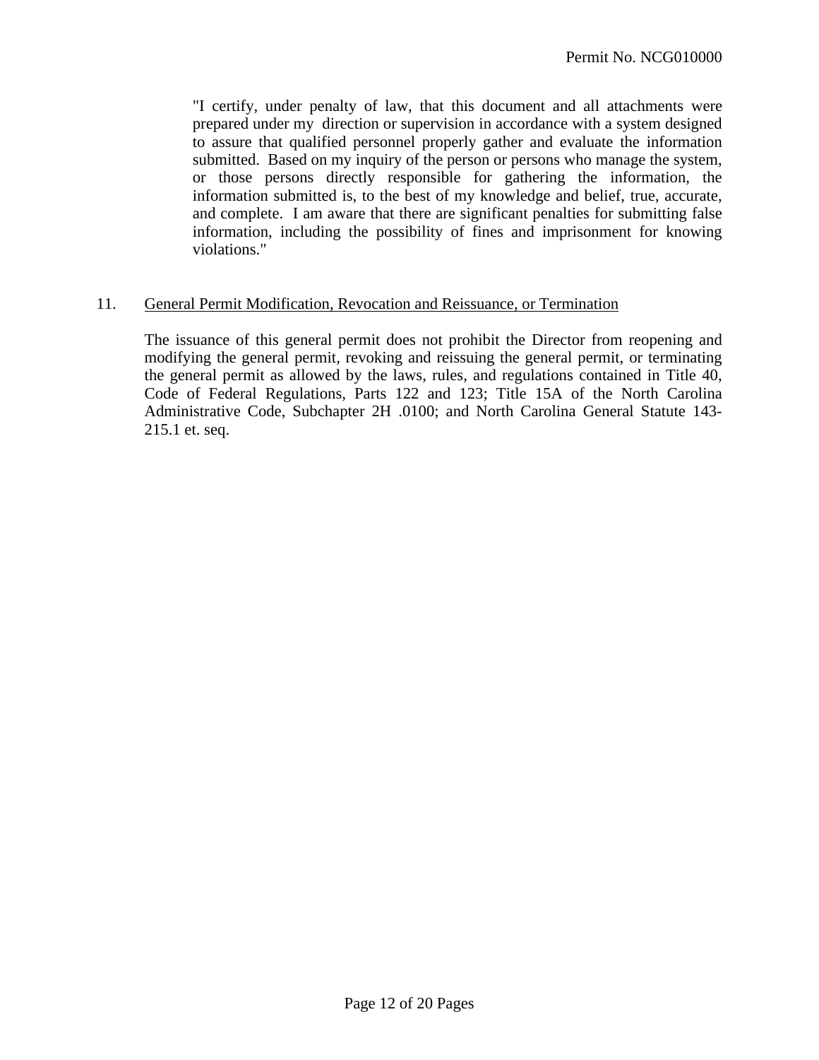> "I certify, under penalty of law, that this document and all attachments were prepared under my direction or supervision in accordance with a system designed to assure that qualified personnel properly gather and evaluate the information submitted. Based on my inquiry of the person or persons who manage the system, or those persons directly responsible for gathering the information, the information submitted is, to the best of my knowledge and belief, true, accurate, and complete. I am aware that there are significant penalties for submitting false information, including the possibility of fines and imprisonment for knowing violations."

11. General Permit Modification, Revocation and Reissuance, or Termination

The issuance of this general permit does not prohibit the Director from reopening and modifying the general permit, revoking and reissuing the general permit, or terminating the general permit as allowed by the laws, rules, and regulations contained in Title 40, Code of Federal Regulations, Parts 122 and 123; Title 15A of the North Carolina Administrative Code, Subchapter 2H .0100; and North Carolina General Statute 143-215.1 et. seq.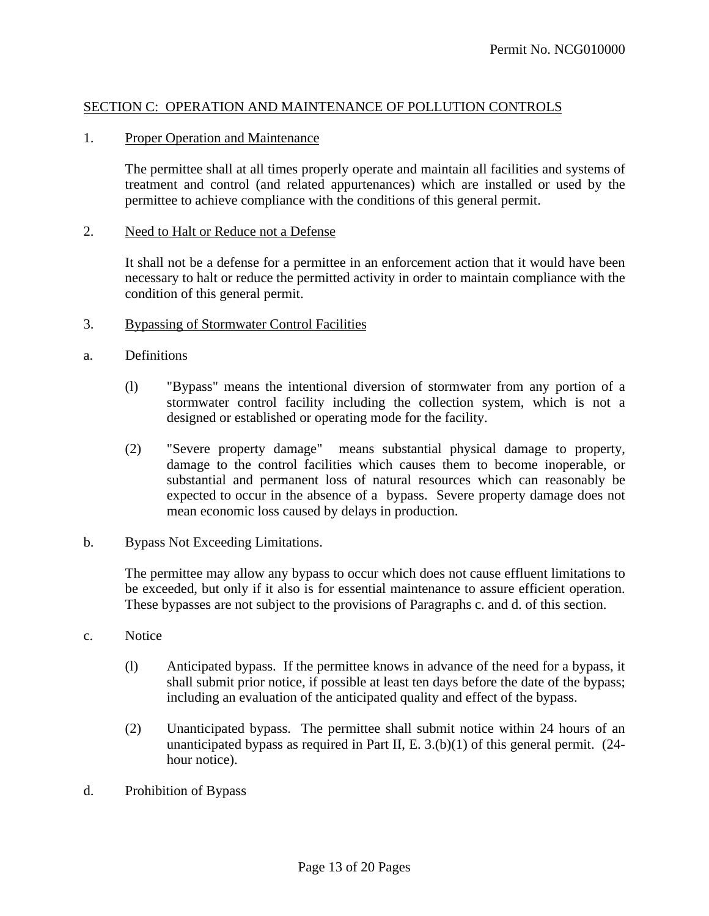## SECTION C: OPERATION AND MAINTENANCE OF POLLUTION CONTROLS

1. Proper Operation and Maintenance

   The permittee shall at all times properly operate and maintain all facilities and systems of treatment and control (and related appurtenances) which are installed or used by the permittee to achieve compliance with the conditions of this general permit.

2. Need to Halt or Reduce not a Defense

   It shall not be a defense for a permittee in an enforcement action that it would have been necessary to halt or reduce the permitted activity in order to maintain compliance with the condition of this general permit.

3. Bypassing of Stormwater Control Facilities

a. Definitions

   (l) "Bypass" means the intentional diversion of stormwater from any portion of a stormwater control facility including the collection system, which is not a designed or established or operating mode for the facility.

   (2) "Severe property damage" means substantial physical damage to property, damage to the control facilities which causes them to become inoperable, or substantial and permanent loss of natural resources which can reasonably be expected to occur in the absence of a bypass. Severe property damage does not mean economic loss caused by delays in production.

b. Bypass Not Exceeding Limitations.

   The permittee may allow any bypass to occur which does not cause effluent limitations to be exceeded, but only if it also is for essential maintenance to assure efficient operation. These bypasses are not subject to the provisions of Paragraphs c. and d. of this section.

c. Notice

   (l) Anticipated bypass. If the permittee knows in advance of the need for a bypass, it shall submit prior notice, if possible at least ten days before the date of the bypass; including an evaluation of the anticipated quality and effect of the bypass.

   (2) Unanticipated bypass. The permittee shall submit notice within 24 hours of an unanticipated bypass as required in Part II, E. 3.(b)(1) of this general permit. (24-hour notice).

d. Prohibition of Bypass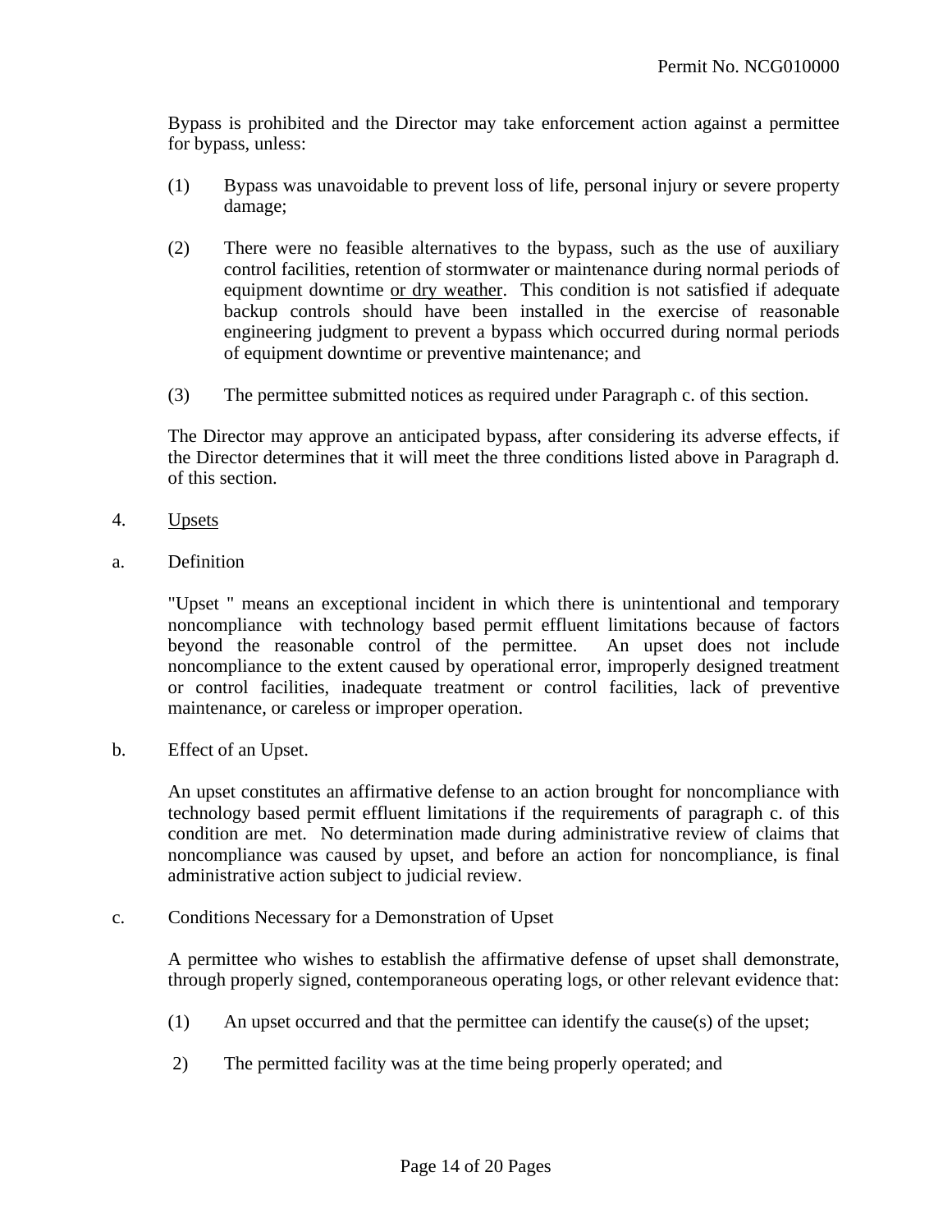Bypass is prohibited and the Director may take enforcement action against a permittee for bypass, unless:

(1) Bypass was unavoidable to prevent loss of life, personal injury or severe property damage;

(2) There were no feasible alternatives to the bypass, such as the use of auxiliary control facilities, retention of stormwater or maintenance during normal periods of equipment downtime or dry weather. This condition is not satisfied if adequate backup controls should have been installed in the exercise of reasonable engineering judgment to prevent a bypass which occurred during normal periods of equipment downtime or preventive maintenance; and

(3) The permittee submitted notices as required under Paragraph c. of this section.

The Director may approve an anticipated bypass, after considering its adverse effects, if the Director determines that it will meet the three conditions listed above in Paragraph d. of this section.

4. Upsets

a. Definition

"Upset " means an exceptional incident in which there is unintentional and temporary noncompliance with technology based permit effluent limitations because of factors beyond the reasonable control of the permittee. An upset does not include noncompliance to the extent caused by operational error, improperly designed treatment or control facilities, inadequate treatment or control facilities, lack of preventive maintenance, or careless or improper operation.

b. Effect of an Upset.

An upset constitutes an affirmative defense to an action brought for noncompliance with technology based permit effluent limitations if the requirements of paragraph c. of this condition are met. No determination made during administrative review of claims that noncompliance was caused by upset, and before an action for noncompliance, is final administrative action subject to judicial review.

c. Conditions Necessary for a Demonstration of Upset

A permittee who wishes to establish the affirmative defense of upset shall demonstrate, through properly signed, contemporaneous operating logs, or other relevant evidence that:

(1) An upset occurred and that the permittee can identify the cause(s) of the upset;

2) The permitted facility was at the time being properly operated; and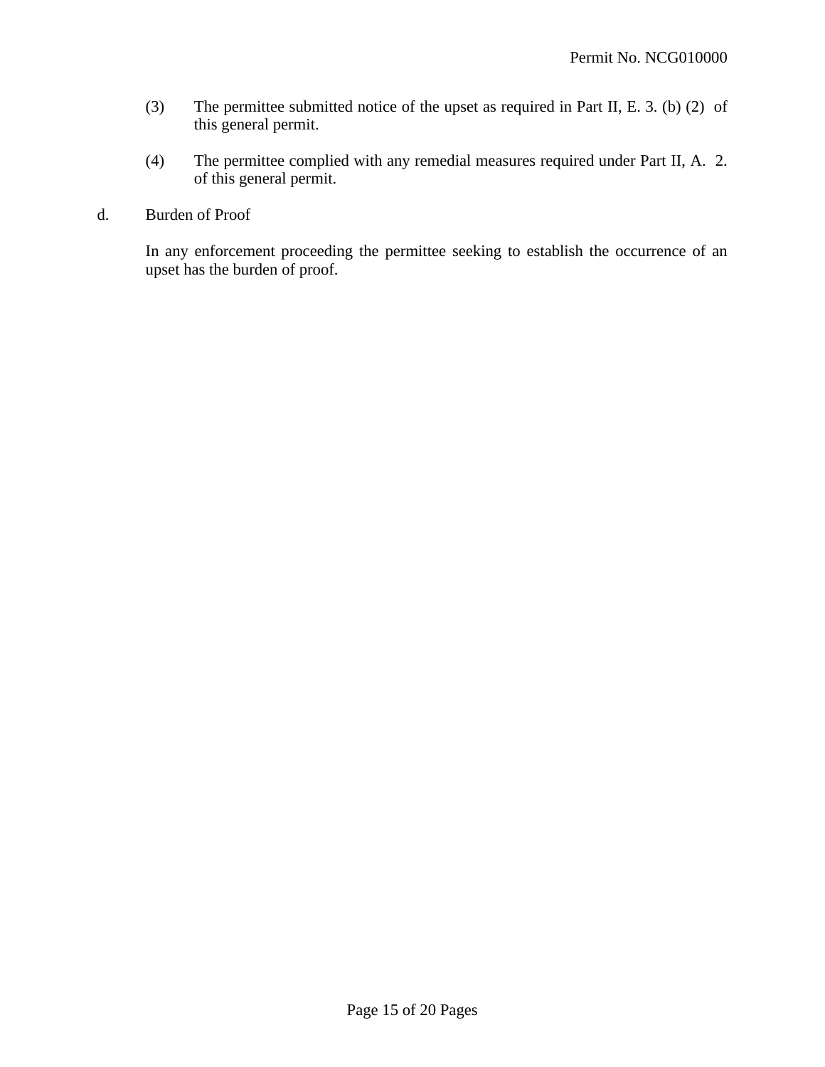(3) The permittee submitted notice of the upset as required in Part II, E. 3. (b) (2) of this general permit.

(4) The permittee complied with any remedial measures required under Part II, A. 2. of this general permit.

d. Burden of Proof

In any enforcement proceeding the permittee seeking to establish the occurrence of an upset has the burden of proof.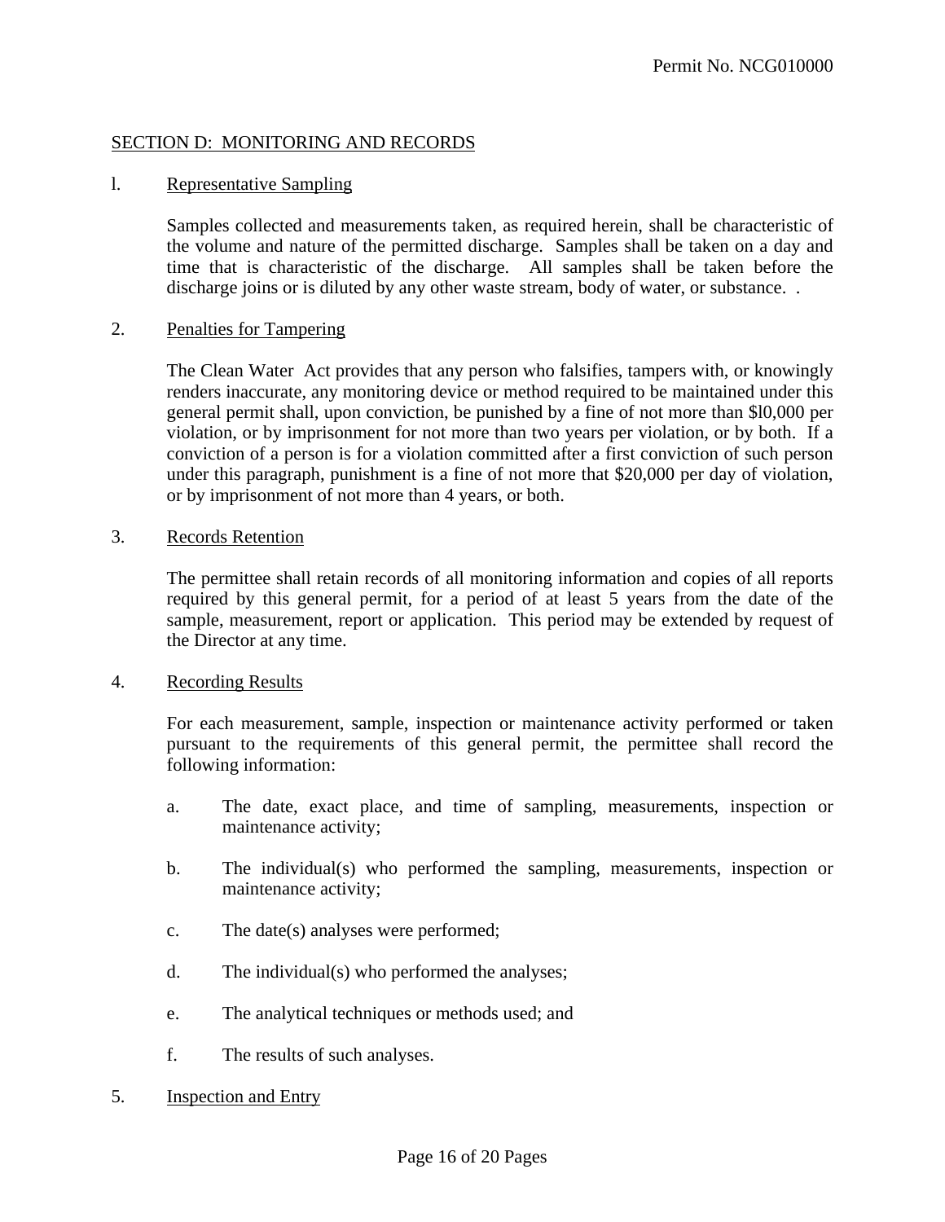## SECTION D: MONITORING AND RECORDS

l. Representative Sampling

Samples collected and measurements taken, as required herein, shall be characteristic of the volume and nature of the permitted discharge. Samples shall be taken on a day and time that is characteristic of the discharge. All samples shall be taken before the discharge joins or is diluted by any other waste stream, body of water, or substance. .

2. Penalties for Tampering

The Clean Water Act provides that any person who falsifies, tampers with, or knowingly renders inaccurate, any monitoring device or method required to be maintained under this general permit shall, upon conviction, be punished by a fine of not more than $l0,000 per violation, or by imprisonment for not more than two years per violation, or by both. If a conviction of a person is for a violation committed after a first conviction of such person under this paragraph, punishment is a fine of not more that $20,000 per day of violation, or by imprisonment of not more than 4 years, or both.

3. Records Retention

The permittee shall retain records of all monitoring information and copies of all reports required by this general permit, for a period of at least 5 years from the date of the sample, measurement, report or application. This period may be extended by request of the Director at any time.

4. Recording Results

For each measurement, sample, inspection or maintenance activity performed or taken pursuant to the requirements of this general permit, the permittee shall record the following information:

a. The date, exact place, and time of sampling, measurements, inspection or maintenance activity;

b. The individual(s) who performed the sampling, measurements, inspection or maintenance activity;

c. The date(s) analyses were performed;

d. The individual(s) who performed the analyses;

e. The analytical techniques or methods used; and

f. The results of such analyses.

5. Inspection and Entry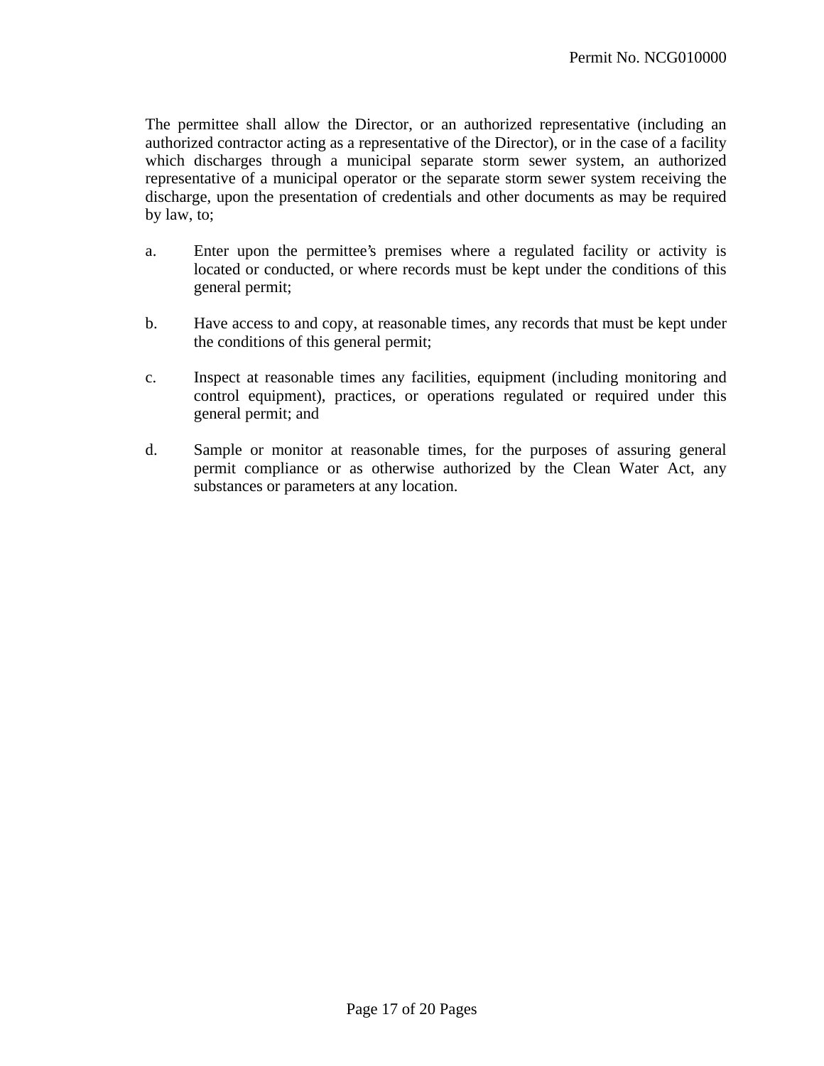The permittee shall allow the Director, or an authorized representative (including an authorized contractor acting as a representative of the Director), or in the case of a facility which discharges through a municipal separate storm sewer system, an authorized representative of a municipal operator or the separate storm sewer system receiving the discharge, upon the presentation of credentials and other documents as may be required by law, to;

a. Enter upon the permittee's premises where a regulated facility or activity is located or conducted, or where records must be kept under the conditions of this general permit;

b. Have access to and copy, at reasonable times, any records that must be kept under the conditions of this general permit;

c. Inspect at reasonable times any facilities, equipment (including monitoring and control equipment), practices, or operations regulated or required under this general permit; and

d. Sample or monitor at reasonable times, for the purposes of assuring general permit compliance or as otherwise authorized by the Clean Water Act, any substances or parameters at any location.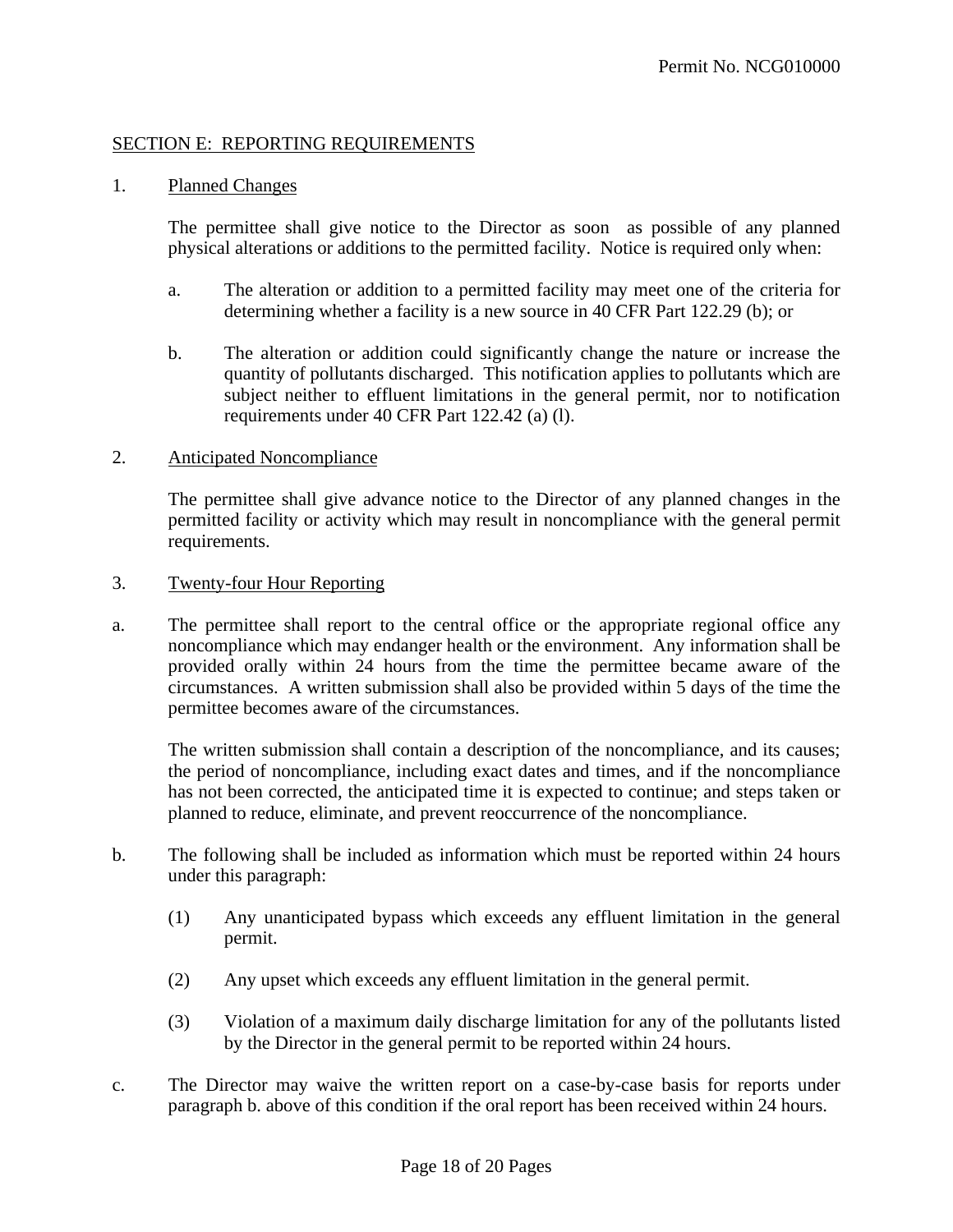## SECTION E: REPORTING REQUIREMENTS

1. Planned Changes

   The permittee shall give notice to the Director as soon as possible of any planned physical alterations or additions to the permitted facility. Notice is required only when:

   a. The alteration or addition to a permitted facility may meet one of the criteria for determining whether a facility is a new source in 40 CFR Part 122.29 (b); or

   b. The alteration or addition could significantly change the nature or increase the quantity of pollutants discharged. This notification applies to pollutants which are subject neither to effluent limitations in the general permit, nor to notification requirements under 40 CFR Part 122.42 (a) (l).

2. Anticipated Noncompliance

   The permittee shall give advance notice to the Director of any planned changes in the permitted facility or activity which may result in noncompliance with the general permit requirements.

3. Twenty-four Hour Reporting

a. The permittee shall report to the central office or the appropriate regional office any noncompliance which may endanger health or the environment. Any information shall be provided orally within 24 hours from the time the permittee became aware of the circumstances. A written submission shall also be provided within 5 days of the time the permittee becomes aware of the circumstances.

   The written submission shall contain a description of the noncompliance, and its causes; the period of noncompliance, including exact dates and times, and if the noncompliance has not been corrected, the anticipated time it is expected to continue; and steps taken or planned to reduce, eliminate, and prevent reoccurrence of the noncompliance.

b. The following shall be included as information which must be reported within 24 hours under this paragraph:

   (1) Any unanticipated bypass which exceeds any effluent limitation in the general permit.

   (2) Any upset which exceeds any effluent limitation in the general permit.

   (3) Violation of a maximum daily discharge limitation for any of the pollutants listed by the Director in the general permit to be reported within 24 hours.

c. The Director may waive the written report on a case-by-case basis for reports under paragraph b. above of this condition if the oral report has been received within 24 hours.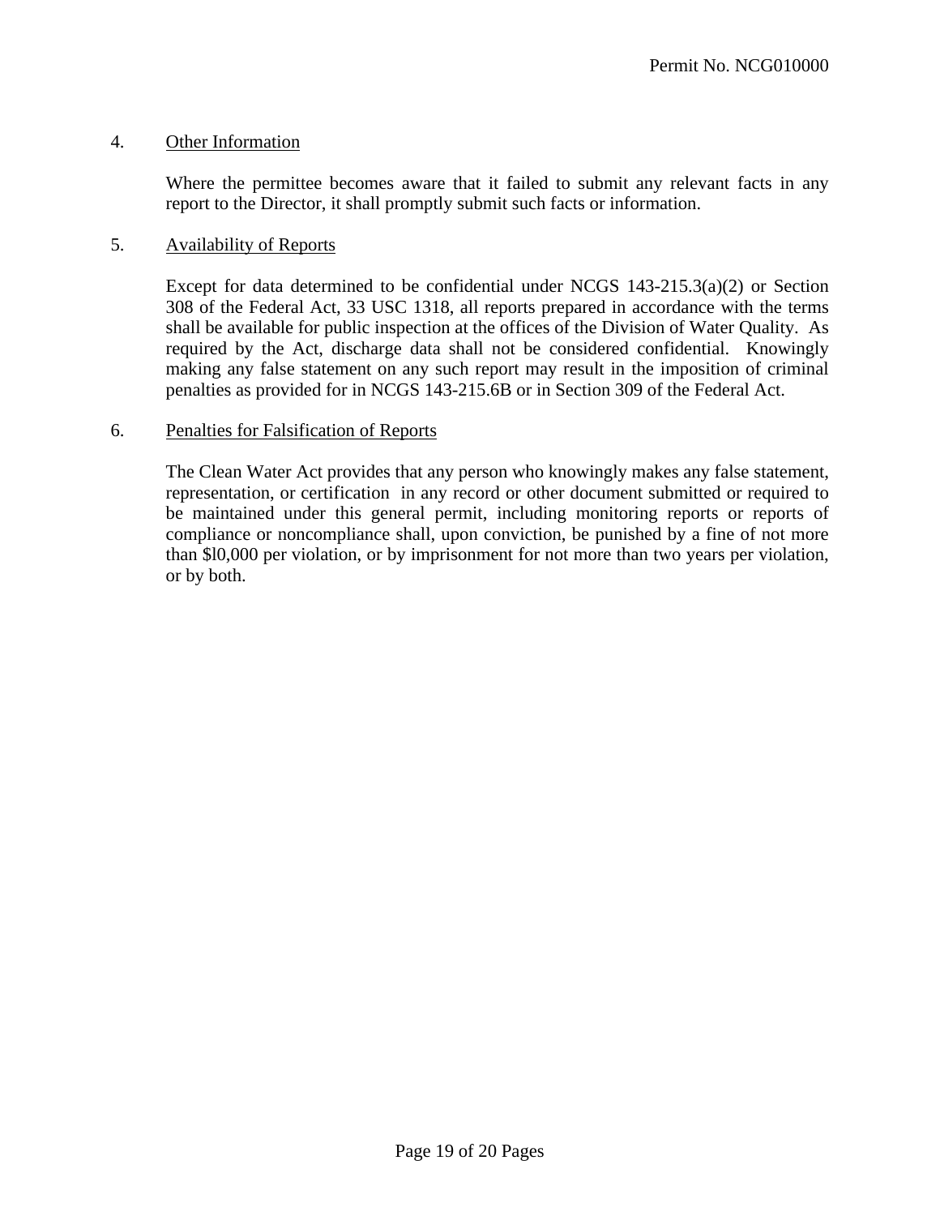4. Other Information

   Where the permittee becomes aware that it failed to submit any relevant facts in any report to the Director, it shall promptly submit such facts or information.

5. Availability of Reports

   Except for data determined to be confidential under NCGS 143-215.3(a)(2) or Section 308 of the Federal Act, 33 USC 1318, all reports prepared in accordance with the terms shall be available for public inspection at the offices of the Division of Water Quality. As required by the Act, discharge data shall not be considered confidential. Knowingly making any false statement on any such report may result in the imposition of criminal penalties as provided for in NCGS 143-215.6B or in Section 309 of the Federal Act.

6. Penalties for Falsification of Reports

   The Clean Water Act provides that any person who knowingly makes any false statement, representation, or certification in any record or other document submitted or required to be maintained under this general permit, including monitoring reports or reports of compliance or noncompliance shall, upon conviction, be punished by a fine of not more than $l0,000 per violation, or by imprisonment for not more than two years per violation, or by both.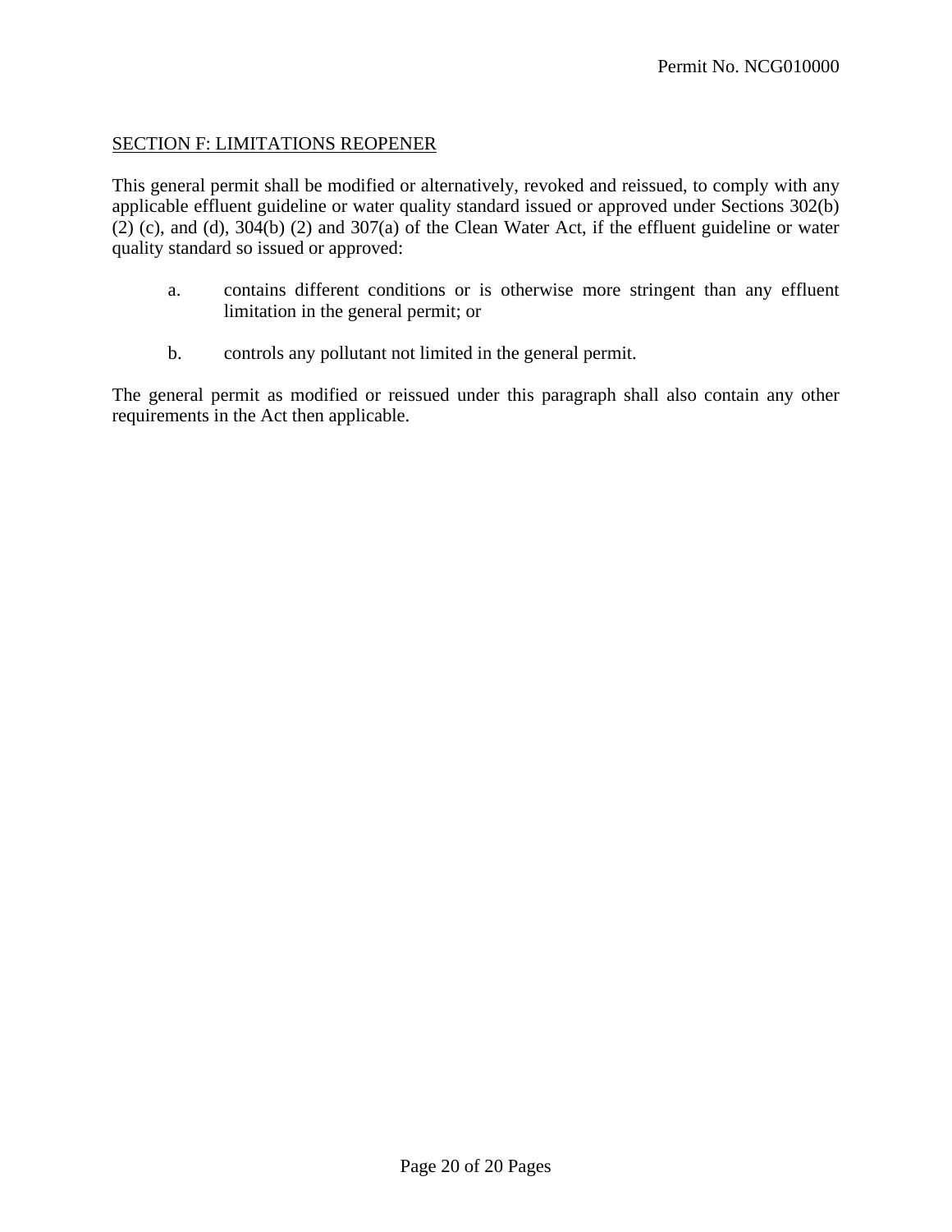## SECTION F: LIMITATIONS REOPENER

This general permit shall be modified or alternatively, revoked and reissued, to comply with any applicable effluent guideline or water quality standard issued or approved under Sections 302(b) (2) (c), and (d), 304(b) (2) and 307(a) of the Clean Water Act, if the effluent guideline or water quality standard so issued or approved:

a. contains different conditions or is otherwise more stringent than any effluent limitation in the general permit; or

b. controls any pollutant not limited in the general permit.

The general permit as modified or reissued under this paragraph shall also contain any other requirements in the Act then applicable.